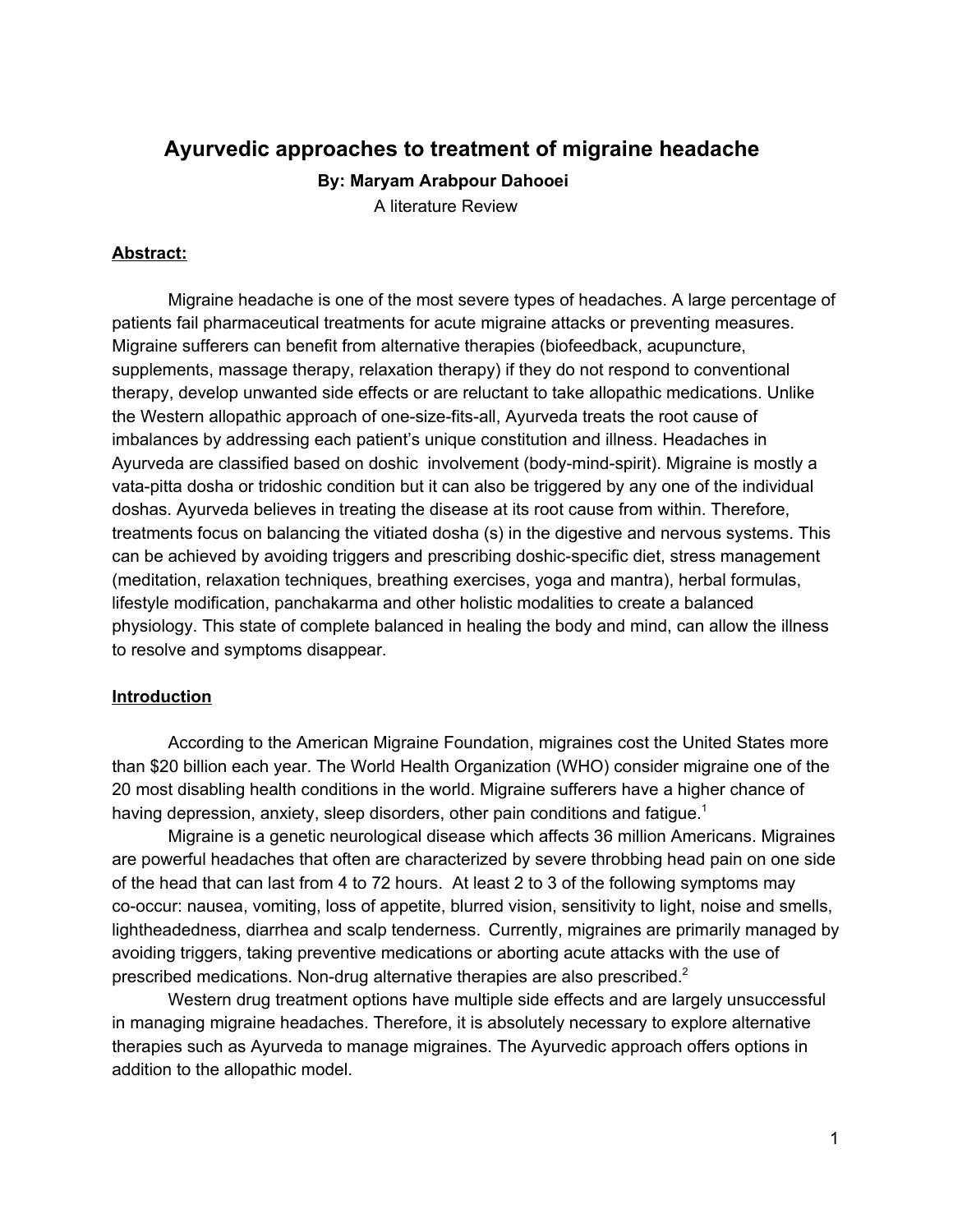# Ayurvedic approaches to treatment of migraine headache

**By: Maryam Arabpour Dahooei**

A literature Review

## Abstract:

Migraine headache is one of the most severe types of headaches. A large percentage of patients fail pharmaceutical treatments for acute migraine attacks or preventing measures. Migraine sufferers can benefit from alternative therapies (biofeedback, acupuncture, supplements, massage therapy, relaxation therapy) if they do not respond to conventional therapy, develop unwanted side effects or are reluctant to take allopathic medications. Unlike the Western allopathic approach of one-size-fits-all, Ayurveda treats the root cause of imbalances by addressing each patient's unique constitution and illness. Headaches in Ayurveda are classified based on doshic involvement (body-mind-spirit). Migraine is mostly a vata-pitta dosha or tridoshic condition but it can also be triggered by any one of the individual doshas. Ayurveda believes in treating the disease at its root cause from within. Therefore, treatments focus on balancing the vitiated dosha (s) in the digestive and nervous systems. This can be achieved by avoiding triggers and prescribing doshic-specific diet, stress management (meditation, relaxation techniques, breathing exercises, yoga and mantra), herbal formulas, lifestyle modification, panchakarma and other holistic modalities to create a balanced physiology. This state of complete balanced in healing the body and mind, can allow the illness to resolve and symptoms disappear.

## Introduction

According to the American Migraine Foundation, migraines cost the United States more than $20 billion each year. The World Health Organization (WHO) consider migraine one of the 20 most disabling health conditions in the world. Migraine sufferers have a higher chance of having depression, anxiety, sleep disorders, other pain conditions and fatigue.[1]

Migraine is a genetic neurological disease which affects 36 million Americans. Migraines are powerful headaches that often are characterized by severe throbbing head pain on one side of the head that can last from 4 to 72 hours. At least 2 to 3 of the following symptoms may co-occur: nausea, vomiting, loss of appetite, blurred vision, sensitivity to light, noise and smells, lightheadedness, diarrhea and scalp tenderness. Currently, migraines are primarily managed by avoiding triggers, taking preventive medications or aborting acute attacks with the use of prescribed medications. Non-drug alternative therapies are also prescribed.[2]

Western drug treatment options have multiple side effects and are largely unsuccessful in managing migraine headaches. Therefore, it is absolutely necessary to explore alternative therapies such as Ayurveda to manage migraines. The Ayurvedic approach offers options in addition to the allopathic model.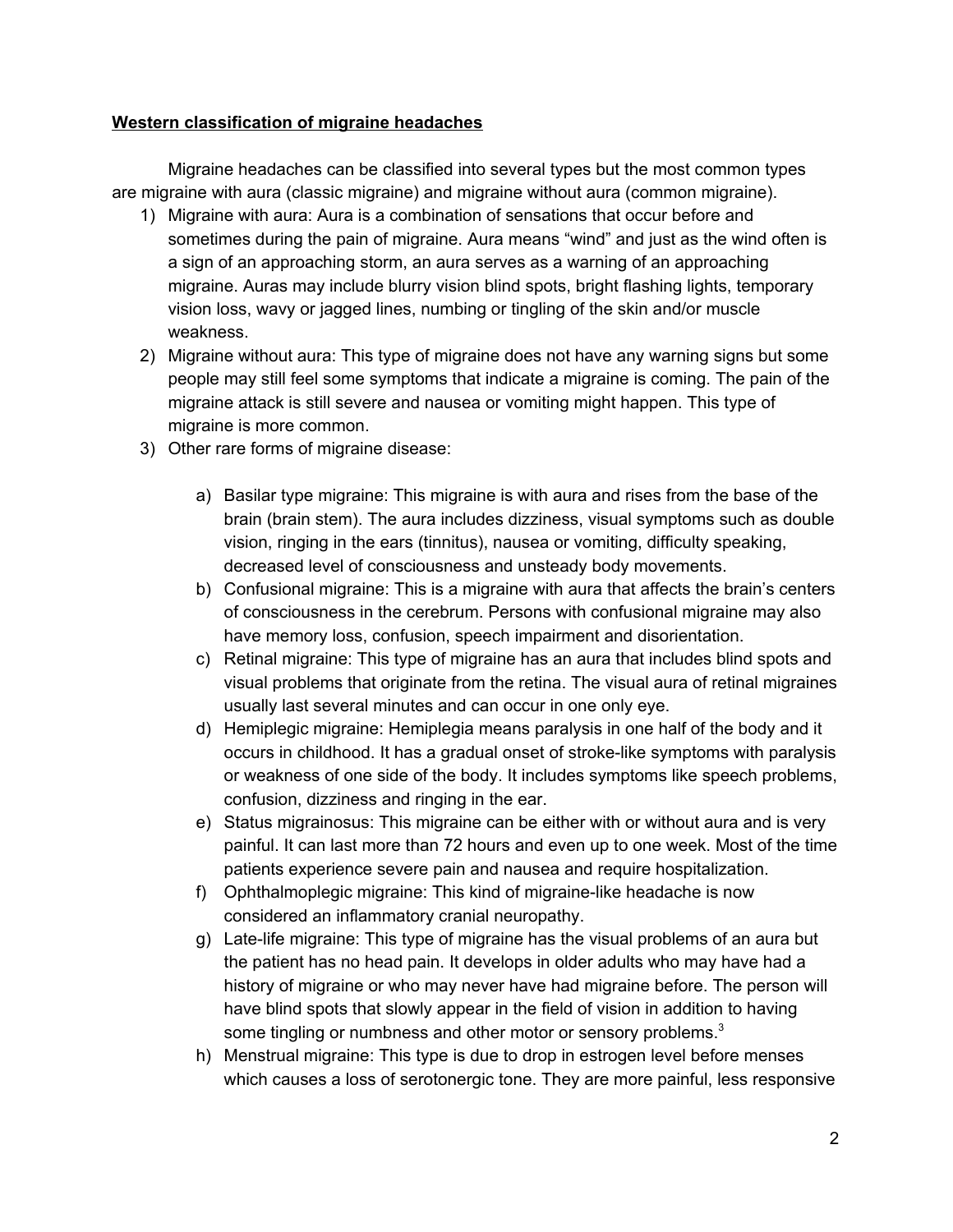**Western classification of migraine headaches**

Migraine headaches can be classified into several types but the most common types are migraine with aura (classic migraine) and migraine without aura (common migraine).

1) Migraine with aura: Aura is a combination of sensations that occur before and sometimes during the pain of migraine. Aura means “wind” and just as the wind often is a sign of an approaching storm, an aura serves as a warning of an approaching migraine. Auras may include blurry vision blind spots, bright flashing lights, temporary vision loss, wavy or jagged lines, numbing or tingling of the skin and/or muscle weakness.
2) Migraine without aura: This type of migraine does not have any warning signs but some people may still feel some symptoms that indicate a migraine is coming. The pain of the migraine attack is still severe and nausea or vomiting might happen. This type of migraine is more common.
3) Other rare forms of migraine disease:

    a) Basilar type migraine: This migraine is with aura and rises from the base of the brain (brain stem). The aura includes dizziness, visual symptoms such as double vision, ringing in the ears (tinnitus), nausea or vomiting, difficulty speaking, decreased level of consciousness and unsteady body movements.
    b) Confusional migraine: This is a migraine with aura that affects the brain’s centers of consciousness in the cerebrum. Persons with confusional migraine may also have memory loss, confusion, speech impairment and disorientation.
    c) Retinal migraine: This type of migraine has an aura that includes blind spots and visual problems that originate from the retina. The visual aura of retinal migraines usually last several minutes and can occur in one only eye.
    d) Hemiplegic migraine: Hemiplegia means paralysis in one half of the body and it occurs in childhood. It has a gradual onset of stroke-like symptoms with paralysis or weakness of one side of the body. It includes symptoms like speech problems, confusion, dizziness and ringing in the ear.
    e) Status migrainosus: This migraine can be either with or without aura and is very painful. It can last more than 72 hours and even up to one week. Most of the time patients experience severe pain and nausea and require hospitalization.
    f) Ophthalmoplegic migraine: This kind of migraine-like headache is now considered an inflammatory cranial neuropathy.
    g) Late-life migraine: This type of migraine has the visual problems of an aura but the patient has no head pain. It develops in older adults who may have had a history of migraine or who may never have had migraine before. The person will have blind spots that slowly appear in the field of vision in addition to having some tingling or numbness and other motor or sensory problems.[3]
    h) Menstrual migraine: This type is due to drop in estrogen level before menses which causes a loss of serotonergic tone. They are more painful, less responsive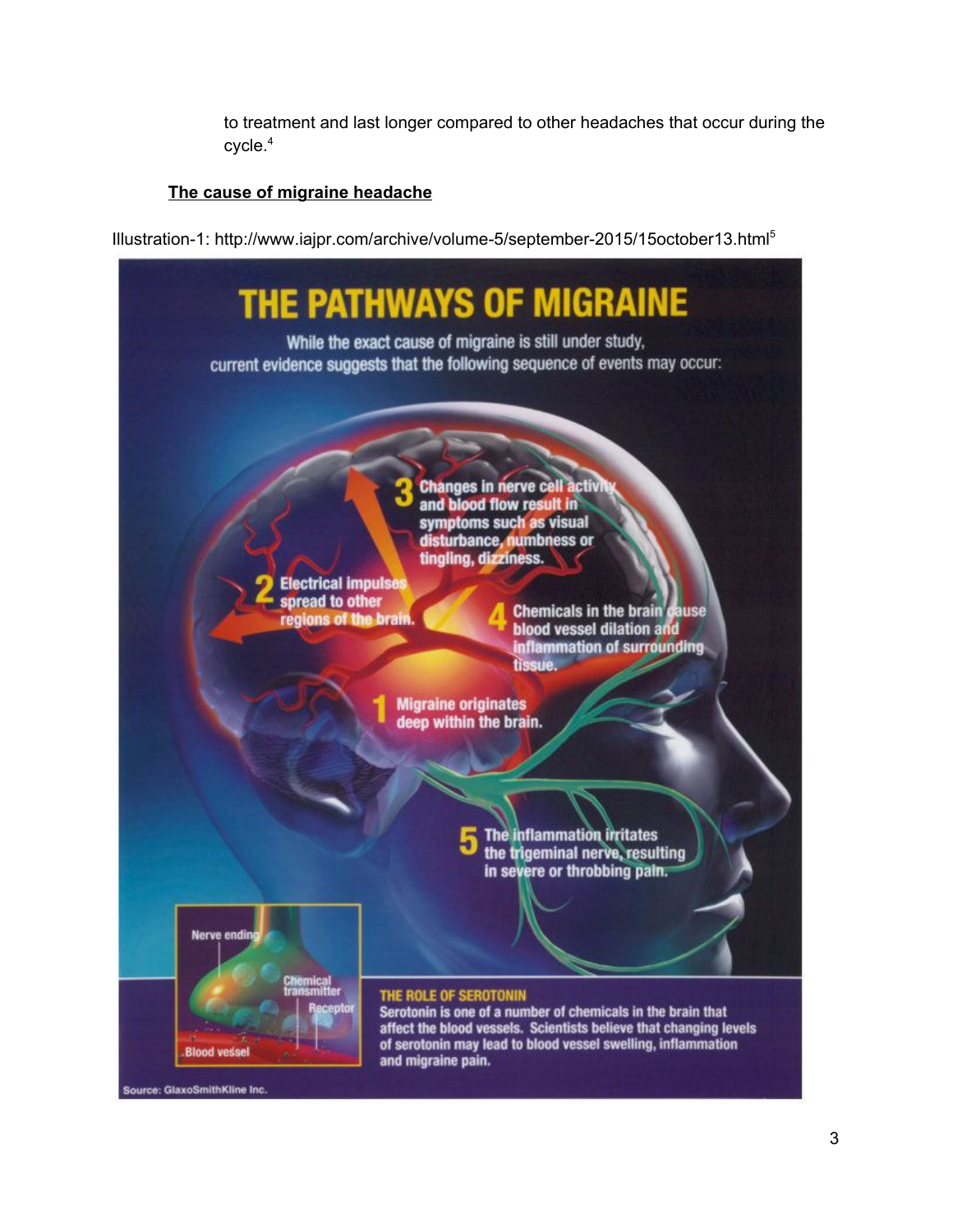to treatment and last longer compared to other headaches that occur during the cycle.[4]

## The cause of migraine headache

Illustration-1: http://www.iajpr.com/archive/volume-5/september-2015/15october13.html[5]

# THE PATHWAYS OF MIGRAINE

While the exact cause of migraine is still under study, current evidence suggests that the following sequence of events may occur:

1. Migraine originates deep within the brain.
2. Electrical impulses spread to other regions of the brain.
3. Changes in nerve cell activity and blood flow result in symptoms such as visual disturbance, numbness or tingling, dizziness.
4. Chemicals in the brain cause blood vessel dilation and inflammation of surrounding tissue.
5. The inflammation irritates the trigeminal nerve, resulting in severe or throbbing pain.

Nerve ending

Chemical transmitter

Receptor

Blood vessel

**THE ROLE OF SEROTONIN**

Serotonin is one of a number of chemicals in the brain that affect the blood vessels. Scientists believe that changing levels of serotonin may lead to blood vessel swelling, inflammation and migraine pain.

Source: GlaxoSmithKline Inc.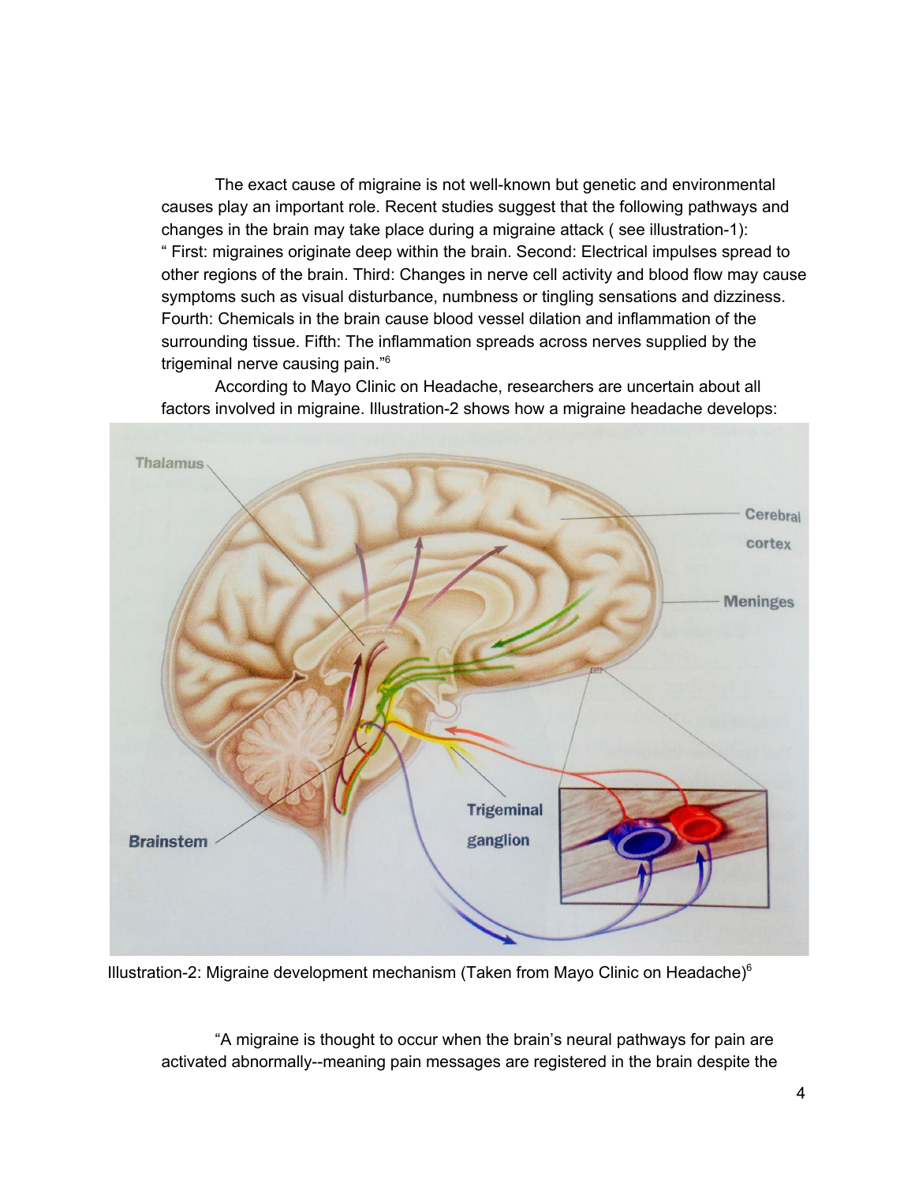The exact cause of migraine is not well-known but genetic and environmental causes play an important role. Recent studies suggest that the following pathways and changes in the brain may take place during a migraine attack ( see illustration-1): " First: migraines originate deep within the brain. Second: Electrical impulses spread to other regions of the brain. Third: Changes in nerve cell activity and blood flow may cause symptoms such as visual disturbance, numbness or tingling sensations and dizziness. Fourth: Chemicals in the brain cause blood vessel dilation and inflammation of the surrounding tissue. Fifth: The inflammation spreads across nerves supplied by the trigeminal nerve causing pain."[6]

According to Mayo Clinic on Headache, researchers are uncertain about all factors involved in migraine. Illustration-2 shows how a migraine headache develops:

Illustration-2: Migraine development mechanism (Taken from Mayo Clinic on Headache)[6]

"A migraine is thought to occur when the brain's neural pathways for pain are activated abnormally--meaning pain messages are registered in the brain despite the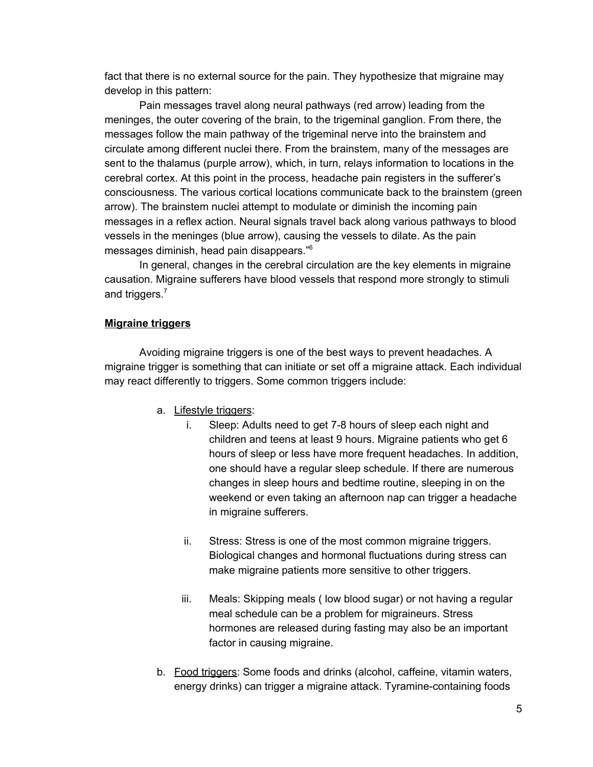fact that there is no external source for the pain. They hypothesize that migraine may develop in this pattern:

Pain messages travel along neural pathways (red arrow) leading from the meninges, the outer covering of the brain, to the trigeminal ganglion. From there, the messages follow the main pathway of the trigeminal nerve into the brainstem and circulate among different nuclei there. From the brainstem, many of the messages are sent to the thalamus (purple arrow), which, in turn, relays information to locations in the cerebral cortex. At this point in the process, headache pain registers in the sufferer's consciousness. The various cortical locations communicate back to the brainstem (green arrow). The brainstem nuclei attempt to modulate or diminish the incoming pain messages in a reflex action. Neural signals travel back along various pathways to blood vessels in the meninges (blue arrow), causing the vessels to dilate. As the pain messages diminish, head pain disappears."[6]

In general, changes in the cerebral circulation are the key elements in migraine causation. Migraine sufferers have blood vessels that respond more strongly to stimuli and triggers.[7]

**Migraine triggers**

Avoiding migraine triggers is one of the best ways to prevent headaches. A migraine trigger is something that can initiate or set off a migraine attack. Each individual may react differently to triggers. Some common triggers include:

a. Lifestyle triggers:
   i. Sleep: Adults need to get 7-8 hours of sleep each night and children and teens at least 9 hours. Migraine patients who get 6 hours of sleep or less have more frequent headaches. In addition, one should have a regular sleep schedule. If there are numerous changes in sleep hours and bedtime routine, sleeping in on the weekend or even taking an afternoon nap can trigger a headache in migraine sufferers.

   ii. Stress: Stress is one of the most common migraine triggers. Biological changes and hormonal fluctuations during stress can make migraine patients more sensitive to other triggers.

   iii. Meals: Skipping meals ( low blood sugar) or not having a regular meal schedule can be a problem for migraineurs. Stress hormones are released during fasting may also be an important factor in causing migraine.

b. Food triggers: Some foods and drinks (alcohol, caffeine, vitamin waters, energy drinks) can trigger a migraine attack. Tyramine-containing foods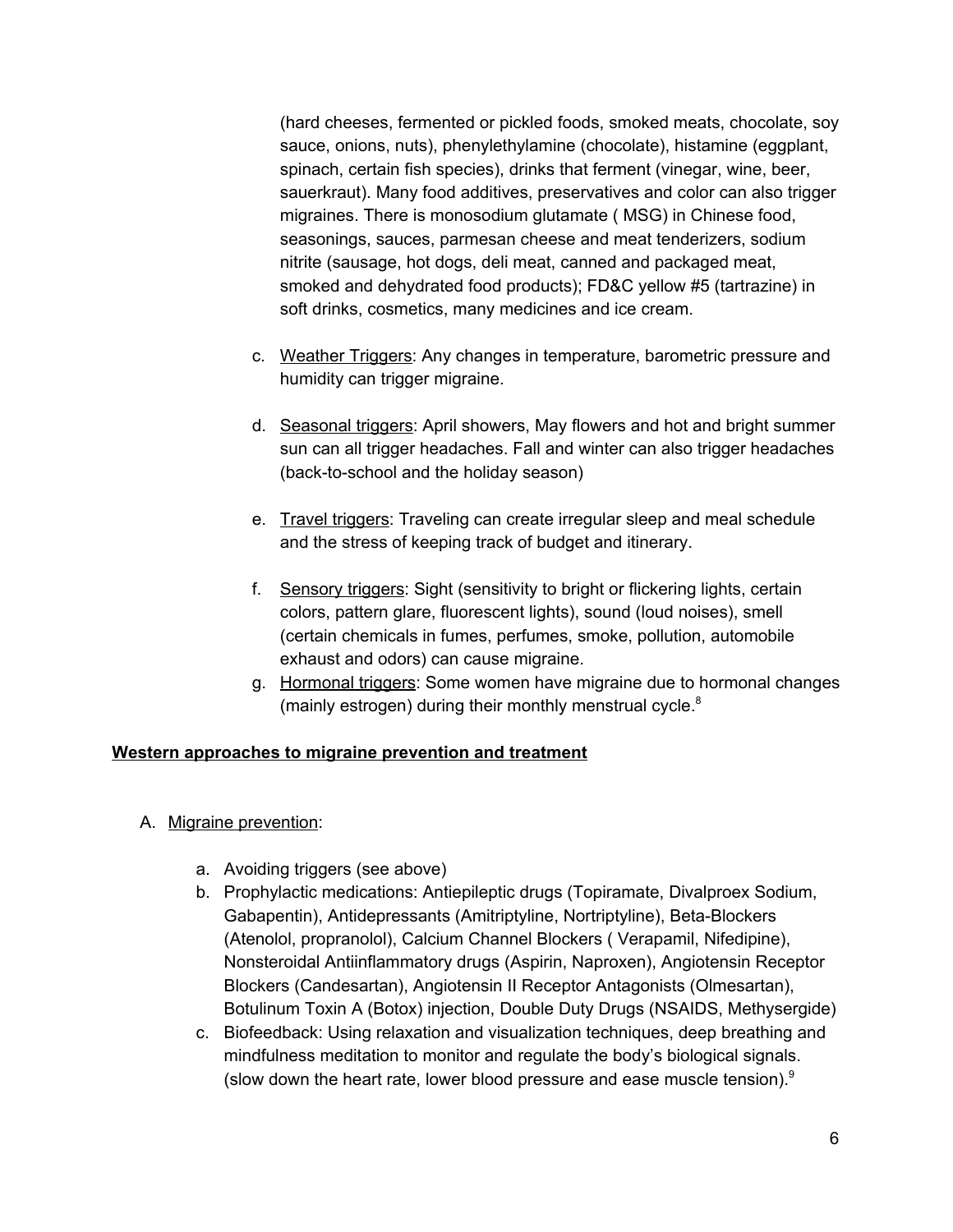(hard cheeses, fermented or pickled foods, smoked meats, chocolate, soy sauce, onions, nuts), phenylethylamine (chocolate), histamine (eggplant, spinach, certain fish species), drinks that ferment (vinegar, wine, beer, sauerkraut). Many food additives, preservatives and color can also trigger migraines. There is monosodium glutamate ( MSG) in Chinese food, seasonings, sauces, parmesan cheese and meat tenderizers, sodium nitrite (sausage, hot dogs, deli meat, canned and packaged meat, smoked and dehydrated food products); FD&C yellow #5 (tartrazine) in soft drinks, cosmetics, many medicines and ice cream.

c. <u>Weather Triggers</u>: Any changes in temperature, barometric pressure and humidity can trigger migraine.

d. <u>Seasonal triggers</u>: April showers, May flowers and hot and bright summer sun can all trigger headaches. Fall and winter can also trigger headaches (back-to-school and the holiday season)

e. <u>Travel triggers</u>: Traveling can create irregular sleep and meal schedule and the stress of keeping track of budget and itinerary.

f. <u>Sensory triggers</u>: Sight (sensitivity to bright or flickering lights, certain colors, pattern glare, fluorescent lights), sound (loud noises), smell (certain chemicals in fumes, perfumes, smoke, pollution, automobile exhaust and odors) can cause migraine.

g. <u>Hormonal triggers</u>: Some women have migraine due to hormonal changes (mainly estrogen) during their monthly menstrual cycle.[8]

**<u>Western approaches to migraine prevention and treatment</u>**

A. <u>Migraine prevention</u>:

a. Avoiding triggers (see above)
b. Prophylactic medications: Antiepileptic drugs (Topiramate, Divalproex Sodium, Gabapentin), Antidepressants (Amitriptyline, Nortriptyline), Beta-Blockers (Atenolol, propranolol), Calcium Channel Blockers ( Verapamil, Nifedipine), Nonsteroidal Antiinflammatory drugs (Aspirin, Naproxen), Angiotensin Receptor Blockers (Candesartan), Angiotensin II Receptor Antagonists (Olmesartan), Botulinum Toxin A (Botox) injection, Double Duty Drugs (NSAIDS, Methysergide)
c. Biofeedback: Using relaxation and visualization techniques, deep breathing and mindfulness meditation to monitor and regulate the body's biological signals. (slow down the heart rate, lower blood pressure and ease muscle tension).[9]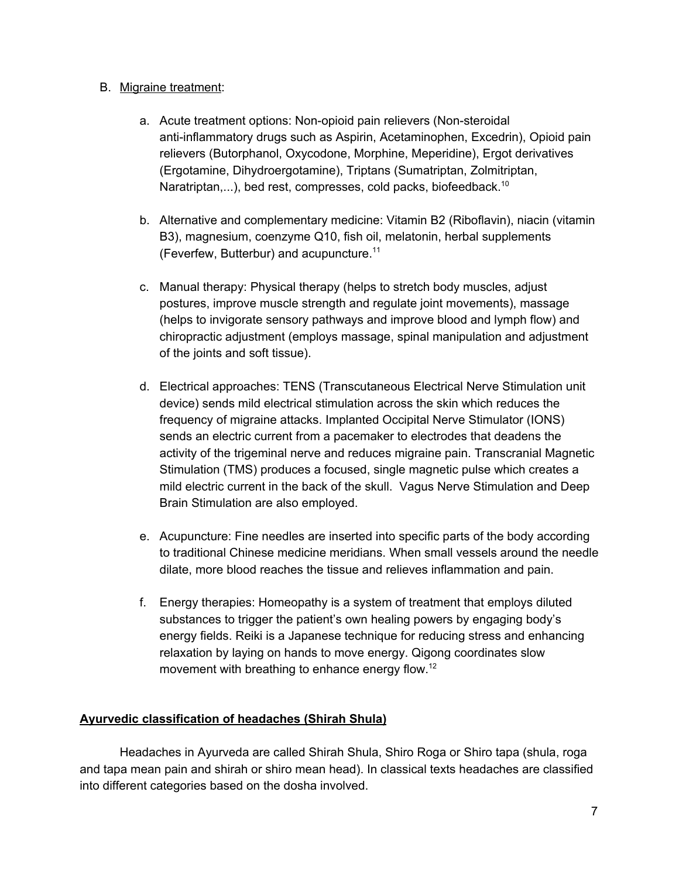B. <u>Migraine treatment</u>:

   a. Acute treatment options: Non-opioid pain relievers (Non-steroidal anti-inflammatory drugs such as Aspirin, Acetaminophen, Excedrin), Opioid pain relievers (Butorphanol, Oxycodone, Morphine, Meperidine), Ergot derivatives (Ergotamine, Dihydroergotamine), Triptans (Sumatriptan, Zolmitriptan, Naratriptan,...), bed rest, compresses, cold packs, biofeedback.[10]

   b. Alternative and complementary medicine: Vitamin B2 (Riboflavin), niacin (vitamin B3), magnesium, coenzyme Q10, fish oil, melatonin, herbal supplements (Feverfew, Butterbur) and acupuncture.[11]

   c. Manual therapy: Physical therapy (helps to stretch body muscles, adjust postures, improve muscle strength and regulate joint movements), massage (helps to invigorate sensory pathways and improve blood and lymph flow) and chiropractic adjustment (employs massage, spinal manipulation and adjustment of the joints and soft tissue).

   d. Electrical approaches: TENS (Transcutaneous Electrical Nerve Stimulation unit device) sends mild electrical stimulation across the skin which reduces the frequency of migraine attacks. Implanted Occipital Nerve Stimulator (IONS) sends an electric current from a pacemaker to electrodes that deadens the activity of the trigeminal nerve and reduces migraine pain. Transcranial Magnetic Stimulation (TMS) produces a focused, single magnetic pulse which creates a mild electric current in the back of the skull. Vagus Nerve Stimulation and Deep Brain Stimulation are also employed.

   e. Acupuncture: Fine needles are inserted into specific parts of the body according to traditional Chinese medicine meridians. When small vessels around the needle dilate, more blood reaches the tissue and relieves inflammation and pain.

   f. Energy therapies: Homeopathy is a system of treatment that employs diluted substances to trigger the patient's own healing powers by engaging body's energy fields. Reiki is a Japanese technique for reducing stress and enhancing relaxation by laying on hands to move energy. Qigong coordinates slow movement with breathing to enhance energy flow.[12]

## <u>Ayurvedic classification of headaches (Shirah Shula)</u>

Headaches in Ayurveda are called Shirah Shula, Shiro Roga or Shiro tapa (shula, roga and tapa mean pain and shirah or shiro mean head). In classical texts headaches are classified into different categories based on the dosha involved.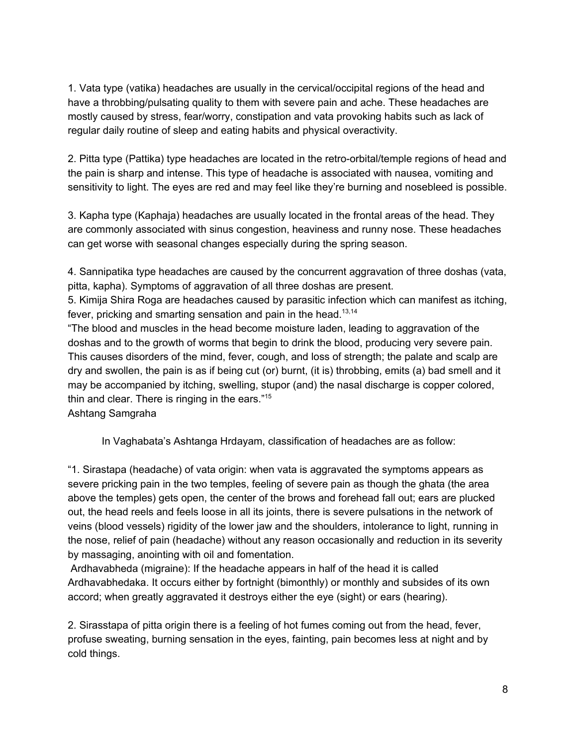1. Vata type (vatika) headaches are usually in the cervical/occipital regions of the head and have a throbbing/pulsating quality to them with severe pain and ache. These headaches are mostly caused by stress, fear/worry, constipation and vata provoking habits such as lack of regular daily routine of sleep and eating habits and physical overactivity.

2. Pitta type (Pattika) type headaches are located in the retro-orbital/temple regions of head and the pain is sharp and intense. This type of headache is associated with nausea, vomiting and sensitivity to light. The eyes are red and may feel like they're burning and nosebleed is possible.

3. Kapha type (Kaphaja) headaches are usually located in the frontal areas of the head. They are commonly associated with sinus congestion, heaviness and runny nose. These headaches can get worse with seasonal changes especially during the spring season.

4. Sannipatika type headaches are caused by the concurrent aggravation of three doshas (vata, pitta, kapha). Symptoms of aggravation of all three doshas are present.

5. Kimija Shira Roga are headaches caused by parasitic infection which can manifest as itching, fever, pricking and smarting sensation and pain in the head.[13,14]

"The blood and muscles in the head become moisture laden, leading to aggravation of the doshas and to the growth of worms that begin to drink the blood, producing very severe pain. This causes disorders of the mind, fever, cough, and loss of strength; the palate and scalp are dry and swollen, the pain is as if being cut (or) burnt, (it is) throbbing, emits (a) bad smell and it may be accompanied by itching, swelling, stupor (and) the nasal discharge is copper colored, thin and clear. There is ringing in the ears."[15]

Ashtang Samgraha

In Vaghabata's Ashtanga Hrdayam, classification of headaches are as follow:

"1. Sirastapa (headache) of vata origin: when vata is aggravated the symptoms appears as severe pricking pain in the two temples, feeling of severe pain as though the ghata (the area above the temples) gets open, the center of the brows and forehead fall out; ears are plucked out, the head reels and feels loose in all its joints, there is severe pulsations in the network of veins (blood vessels) rigidity of the lower jaw and the shoulders, intolerance to light, running in the nose, relief of pain (headache) without any reason occasionally and reduction in its severity by massaging, anointing with oil and fomentation.

Ardhavabheda (migraine): If the headache appears in half of the head it is called Ardhavabhedaka. It occurs either by fortnight (bimonthly) or monthly and subsides of its own accord; when greatly aggravated it destroys either the eye (sight) or ears (hearing).

2. Sirasstapa of pitta origin there is a feeling of hot fumes coming out from the head, fever, profuse sweating, burning sensation in the eyes, fainting, pain becomes less at night and by cold things.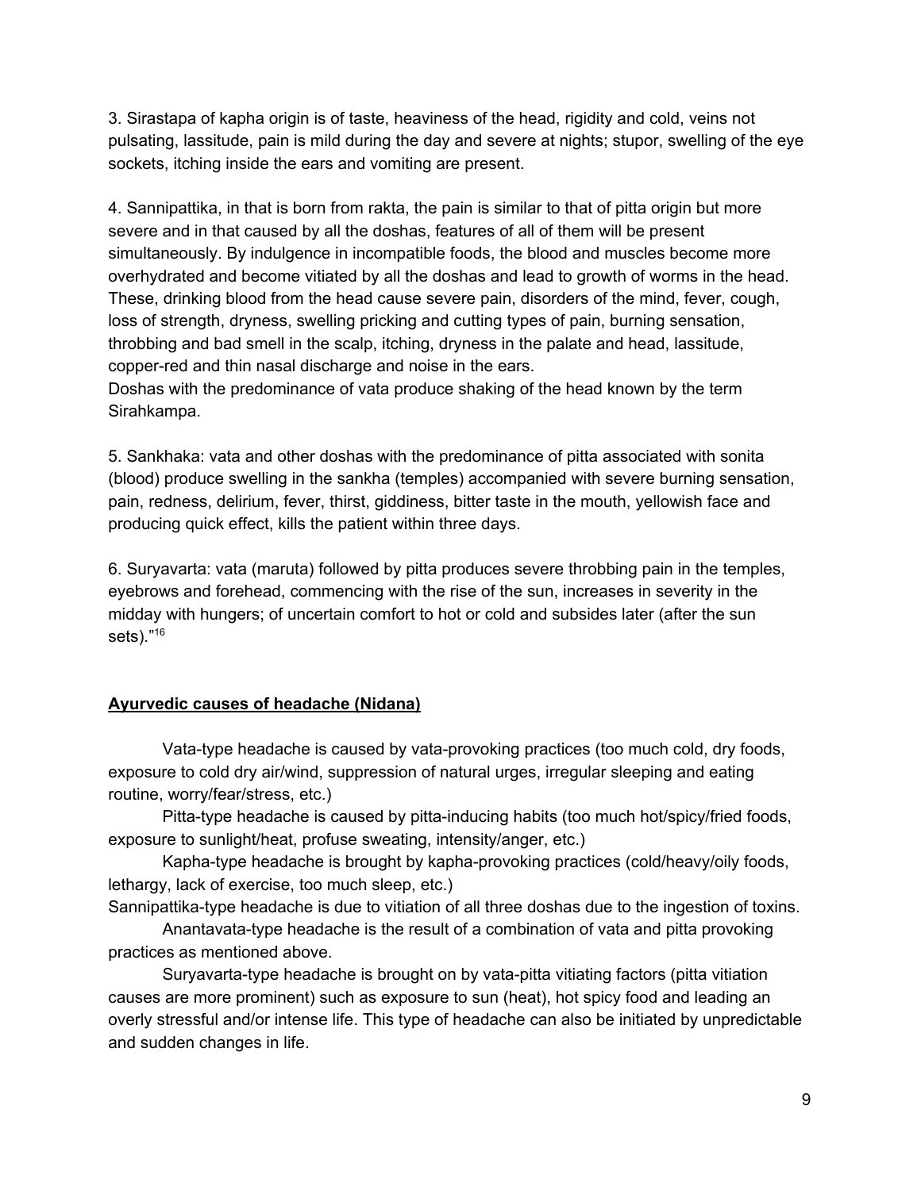3. Sirastapa of kapha origin is of taste, heaviness of the head, rigidity and cold, veins not pulsating, lassitude, pain is mild during the day and severe at nights; stupor, swelling of the eye sockets, itching inside the ears and vomiting are present.

4. Sannipattika, in that is born from rakta, the pain is similar to that of pitta origin but more severe and in that caused by all the doshas, features of all of them will be present simultaneously. By indulgence in incompatible foods, the blood and muscles become more overhydrated and become vitiated by all the doshas and lead to growth of worms in the head. These, drinking blood from the head cause severe pain, disorders of the mind, fever, cough, loss of strength, dryness, swelling pricking and cutting types of pain, burning sensation, throbbing and bad smell in the scalp, itching, dryness in the palate and head, lassitude, copper-red and thin nasal discharge and noise in the ears.
Doshas with the predominance of vata produce shaking of the head known by the term Sirahkampa.

5. Sankhaka: vata and other doshas with the predominance of pitta associated with sonita (blood) produce swelling in the sankha (temples) accompanied with severe burning sensation, pain, redness, delirium, fever, thirst, giddiness, bitter taste in the mouth, yellowish face and producing quick effect, kills the patient within three days.

6. Suryavarta: vata (maruta) followed by pitta produces severe throbbing pain in the temples, eyebrows and forehead, commencing with the rise of the sun, increases in severity in the midday with hungers; of uncertain comfort to hot or cold and subsides later (after the sun sets)."[16]

## Ayurvedic causes of headache (Nidana)

Vata-type headache is caused by vata-provoking practices (too much cold, dry foods, exposure to cold dry air/wind, suppression of natural urges, irregular sleeping and eating routine, worry/fear/stress, etc.)

Pitta-type headache is caused by pitta-inducing habits (too much hot/spicy/fried foods, exposure to sunlight/heat, profuse sweating, intensity/anger, etc.)

Kapha-type headache is brought by kapha-provoking practices (cold/heavy/oily foods, lethargy, lack of exercise, too much sleep, etc.)

Sannipattika-type headache is due to vitiation of all three doshas due to the ingestion of toxins.

Anantavata-type headache is the result of a combination of vata and pitta provoking practices as mentioned above.

Suryavarta-type headache is brought on by vata-pitta vitiating factors (pitta vitiation causes are more prominent) such as exposure to sun (heat), hot spicy food and leading an overly stressful and/or intense life. This type of headache can also be initiated by unpredictable and sudden changes in life.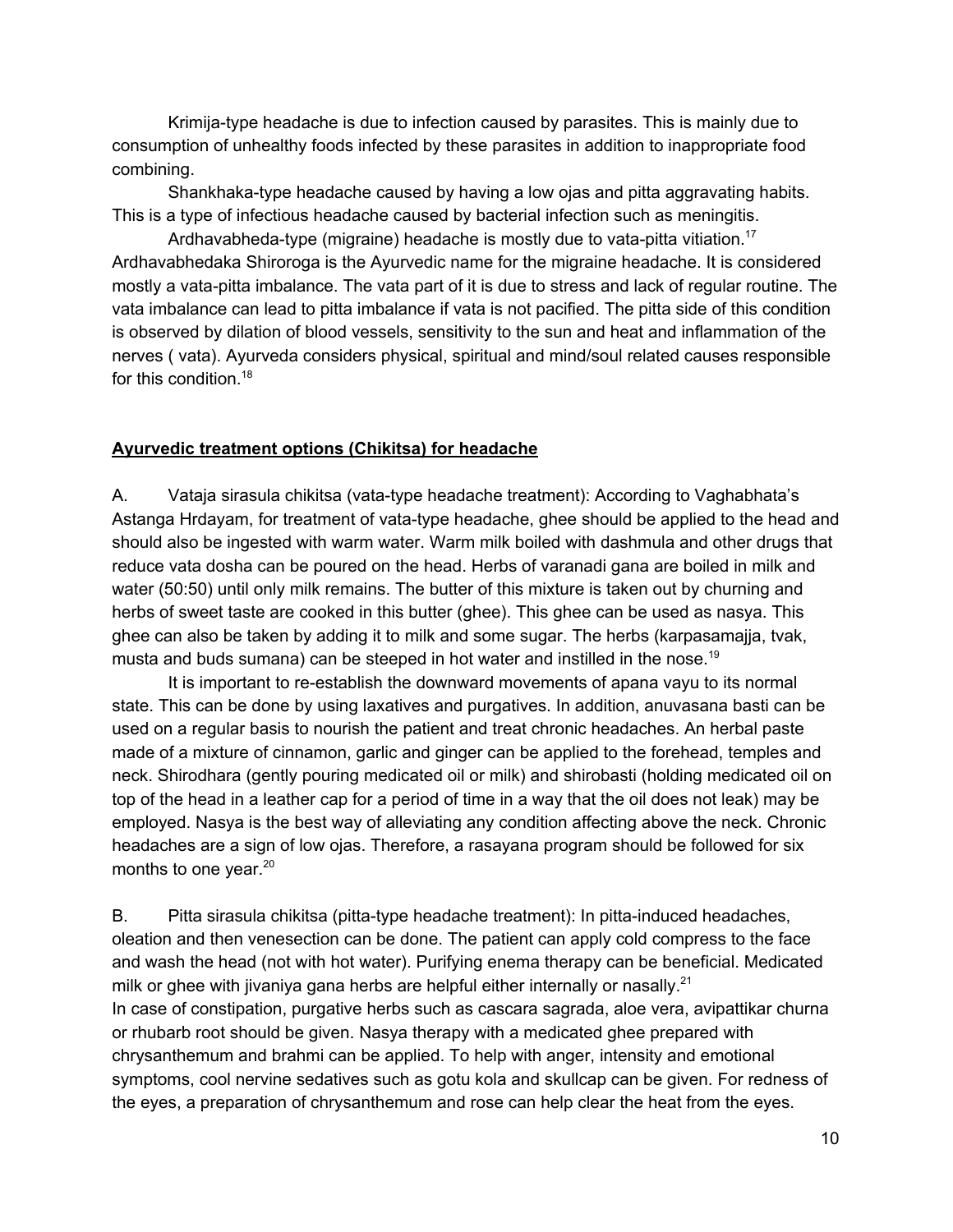Krimija-type headache is due to infection caused by parasites. This is mainly due to consumption of unhealthy foods infected by these parasites in addition to inappropriate food combining.

Shankhaka-type headache caused by having a low ojas and pitta aggravating habits. This is a type of infectious headache caused by bacterial infection such as meningitis.

Ardhavabheda-type (migraine) headache is mostly due to vata-pitta vitiation.[17] Ardhavabhedaka Shiroroga is the Ayurvedic name for the migraine headache. It is considered mostly a vata-pitta imbalance. The vata part of it is due to stress and lack of regular routine. The vata imbalance can lead to pitta imbalance if vata is not pacified. The pitta side of this condition is observed by dilation of blood vessels, sensitivity to the sun and heat and inflammation of the nerves ( vata). Ayurveda considers physical, spiritual and mind/soul related causes responsible for this condition.[18]

## **Ayurvedic treatment options (Chikitsa) for headache**

A. Vataja sirasula chikitsa (vata-type headache treatment): According to Vaghabhata's Astanga Hrdayam, for treatment of vata-type headache, ghee should be applied to the head and should also be ingested with warm water. Warm milk boiled with dashmula and other drugs that reduce vata dosha can be poured on the head. Herbs of varanadi gana are boiled in milk and water (50:50) until only milk remains. The butter of this mixture is taken out by churning and herbs of sweet taste are cooked in this butter (ghee). This ghee can be used as nasya. This ghee can also be taken by adding it to milk and some sugar. The herbs (karpasamajja, tvak, musta and buds sumana) can be steeped in hot water and instilled in the nose.[19]

It is important to re-establish the downward movements of apana vayu to its normal state. This can be done by using laxatives and purgatives. In addition, anuvasana basti can be used on a regular basis to nourish the patient and treat chronic headaches. An herbal paste made of a mixture of cinnamon, garlic and ginger can be applied to the forehead, temples and neck. Shirodhara (gently pouring medicated oil or milk) and shirobasti (holding medicated oil on top of the head in a leather cap for a period of time in a way that the oil does not leak) may be employed. Nasya is the best way of alleviating any condition affecting above the neck. Chronic headaches are a sign of low ojas. Therefore, a rasayana program should be followed for six months to one year.[20]

B. Pitta sirasula chikitsa (pitta-type headache treatment): In pitta-induced headaches, oleation and then venesection can be done. The patient can apply cold compress to the face and wash the head (not with hot water). Purifying enema therapy can be beneficial. Medicated milk or ghee with jivaniya gana herbs are helpful either internally or nasally.[21]
In case of constipation, purgative herbs such as cascara sagrada, aloe vera, avipattikar churna or rhubarb root should be given. Nasya therapy with a medicated ghee prepared with chrysanthemum and brahmi can be applied. To help with anger, intensity and emotional symptoms, cool nervine sedatives such as gotu kola and skullcap can be given. For redness of the eyes, a preparation of chrysanthemum and rose can help clear the heat from the eyes.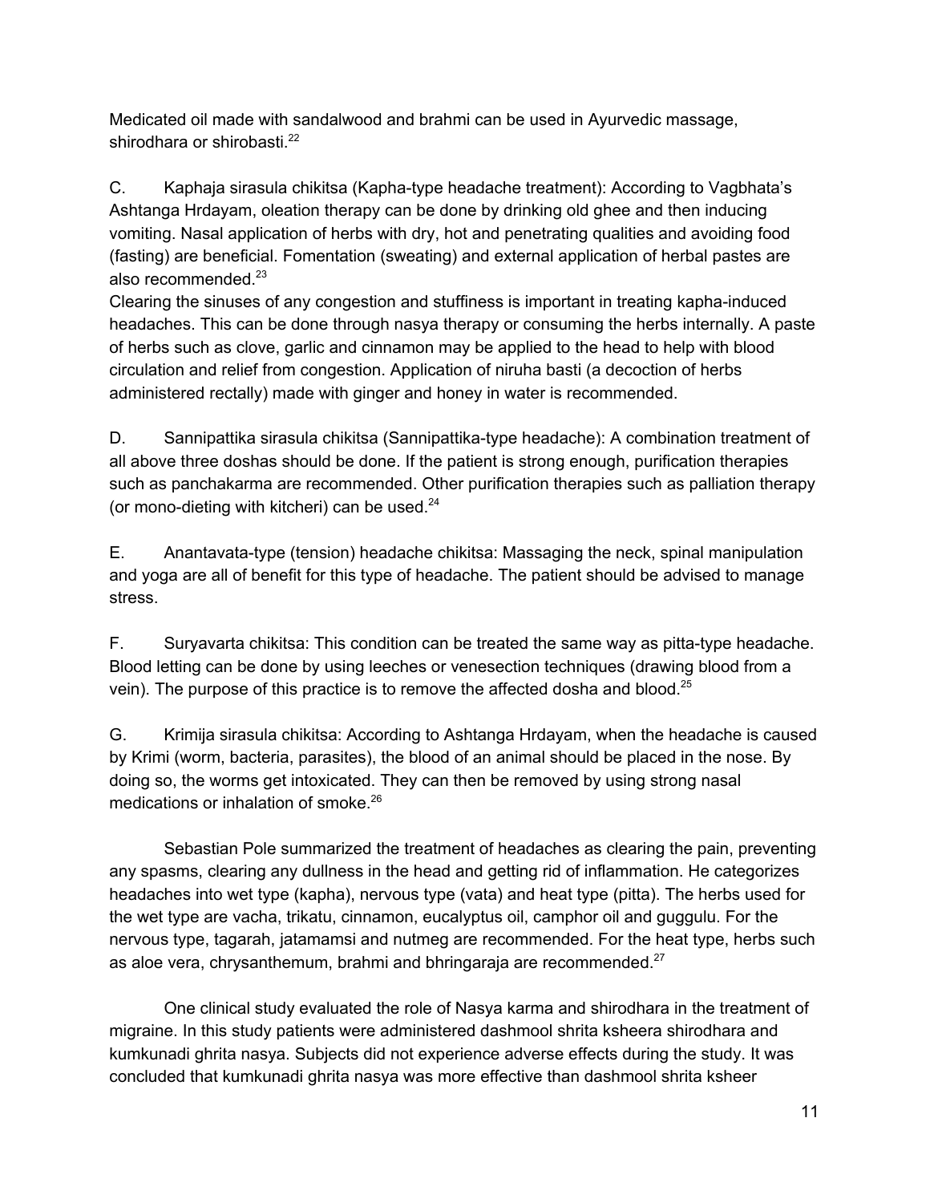Medicated oil made with sandalwood and brahmi can be used in Ayurvedic massage, shirodhara or shirobasti.[22]

C. Kaphaja sirasula chikitsa (Kapha-type headache treatment): According to Vagbhata's Ashtanga Hrdayam, oleation therapy can be done by drinking old ghee and then inducing vomiting. Nasal application of herbs with dry, hot and penetrating qualities and avoiding food (fasting) are beneficial. Fomentation (sweating) and external application of herbal pastes are also recommended.[23]
Clearing the sinuses of any congestion and stuffiness is important in treating kapha-induced headaches. This can be done through nasya therapy or consuming the herbs internally. A paste of herbs such as clove, garlic and cinnamon may be applied to the head to help with blood circulation and relief from congestion. Application of niruha basti (a decoction of herbs administered rectally) made with ginger and honey in water is recommended.

D. Sannipattika sirasula chikitsa (Sannipattika-type headache): A combination treatment of all above three doshas should be done. If the patient is strong enough, purification therapies such as panchakarma are recommended. Other purification therapies such as palliation therapy (or mono-dieting with kitcheri) can be used.[24]

E. Anantavata-type (tension) headache chikitsa: Massaging the neck, spinal manipulation and yoga are all of benefit for this type of headache. The patient should be advised to manage stress.

F. Suryavarta chikitsa: This condition can be treated the same way as pitta-type headache. Blood letting can be done by using leeches or venesection techniques (drawing blood from a vein). The purpose of this practice is to remove the affected dosha and blood.[25]

G. Krimija sirasula chikitsa: According to Ashtanga Hrdayam, when the headache is caused by Krimi (worm, bacteria, parasites), the blood of an animal should be placed in the nose. By doing so, the worms get intoxicated. They can then be removed by using strong nasal medications or inhalation of smoke.[26]

Sebastian Pole summarized the treatment of headaches as clearing the pain, preventing any spasms, clearing any dullness in the head and getting rid of inflammation. He categorizes headaches into wet type (kapha), nervous type (vata) and heat type (pitta). The herbs used for the wet type are vacha, trikatu, cinnamon, eucalyptus oil, camphor oil and guggulu. For the nervous type, tagarah, jatamamsi and nutmeg are recommended. For the heat type, herbs such as aloe vera, chrysanthemum, brahmi and bhringaraja are recommended.[27]

One clinical study evaluated the role of Nasya karma and shirodhara in the treatment of migraine. In this study patients were administered dashmool shrita ksheera shirodhara and kumkunadi ghrita nasya. Subjects did not experience adverse effects during the study. It was concluded that kumkunadi ghrita nasya was more effective than dashmool shrita ksheer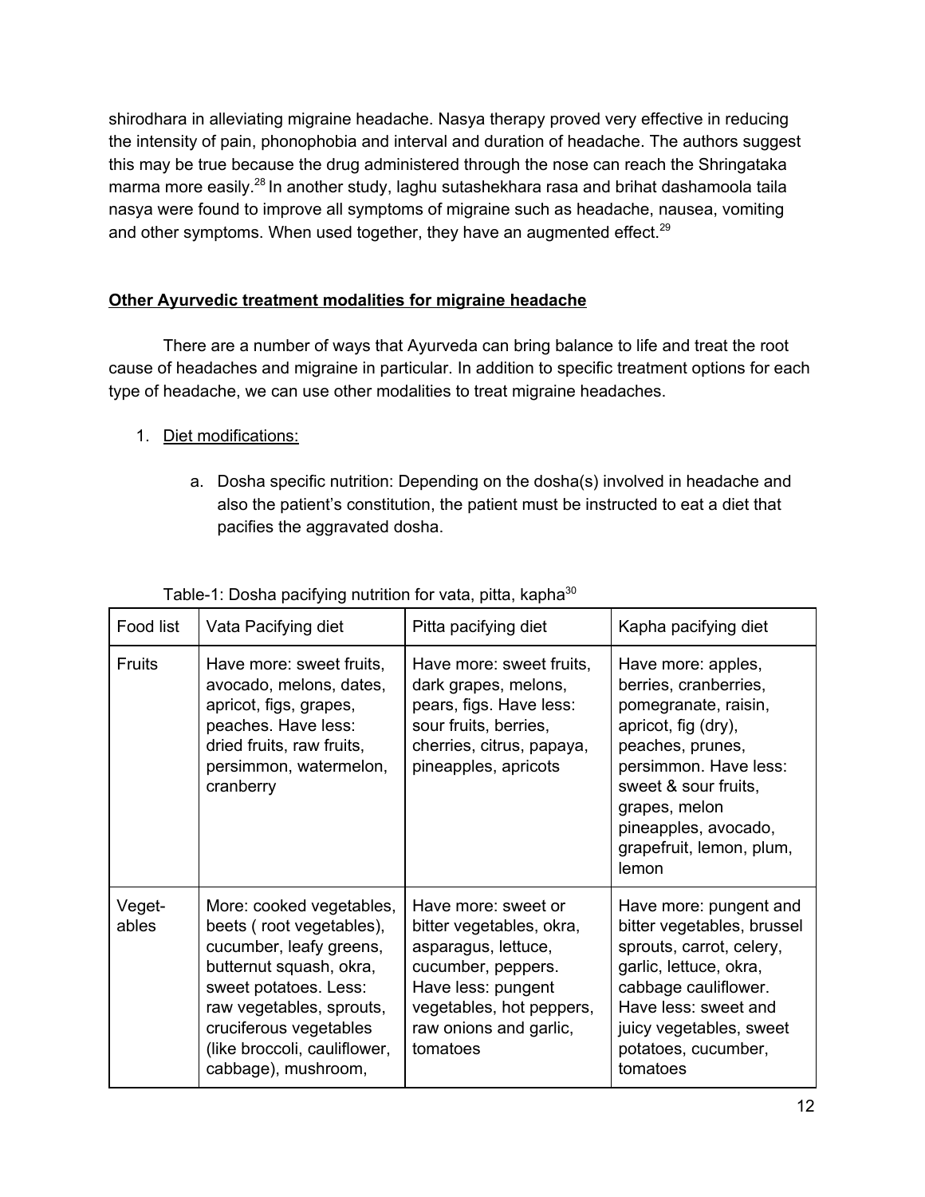shirodhara in alleviating migraine headache. Nasya therapy proved very effective in reducing the intensity of pain, phonophobia and interval and duration of headache. The authors suggest this may be true because the drug administered through the nose can reach the Shringataka marma more easily.[28] In another study, laghu sutashekhara rasa and brihat dashamoola taila nasya were found to improve all symptoms of migraine such as headache, nausea, vomiting and other symptoms. When used together, they have an augmented effect.[29]

## Other Ayurvedic treatment modalities for migraine headache

There are a number of ways that Ayurveda can bring balance to life and treat the root cause of headaches and migraine in particular. In addition to specific treatment options for each type of headache, we can use other modalities to treat migraine headaches.

1. Diet modifications:

    a. Dosha specific nutrition: Depending on the dosha(s) involved in headache and also the patient's constitution, the patient must be instructed to eat a diet that pacifies the aggravated dosha.

Table-1: Dosha pacifying nutrition for vata, pitta, kapha[30]

| Food list | Vata Pacifying diet | Pitta pacifying diet | Kapha pacifying diet |
|---|---|---|---|
| Fruits | Have more: sweet fruits, avocado, melons, dates, apricot, figs, grapes, peaches. Have less: dried fruits, raw fruits, persimmon, watermelon, cranberry | Have more: sweet fruits, dark grapes, melons, pears, figs. Have less: sour fruits, berries, cherries, citrus, papaya, pineapples, apricots | Have more: apples, berries, cranberries, pomegranate, raisin, apricot, fig (dry), peaches, prunes, persimmon. Have less: sweet & sour fruits, grapes, melon pineapples, avocado, grapefruit, lemon, plum, lemon |
| Veget-ables | More: cooked vegetables, beets ( root vegetables), cucumber, leafy greens, butternut squash, okra, sweet potatoes. Less: raw vegetables, sprouts, cruciferous vegetables (like broccoli, cauliflower, cabbage), mushroom, | Have more: sweet or bitter vegetables, okra, asparagus, lettuce, cucumber, peppers. Have less: pungent vegetables, hot peppers, raw onions and garlic, tomatoes | Have more: pungent and bitter vegetables, brussel sprouts, carrot, celery, garlic, lettuce, okra, cabbage cauliflower. Have less: sweet and juicy vegetables, sweet potatoes, cucumber, tomatoes |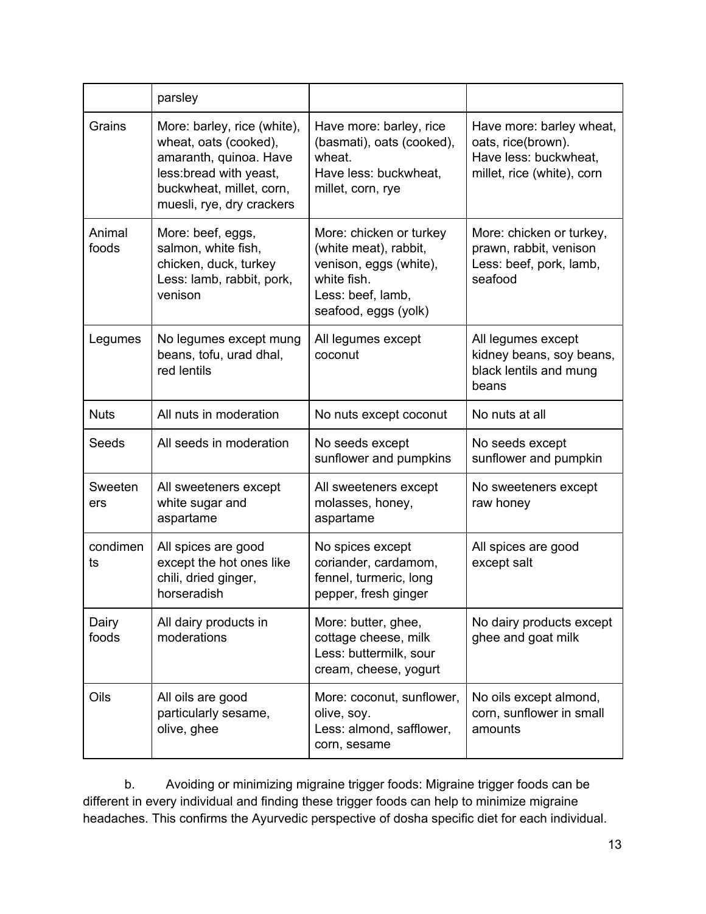| | parsley | | |
|---|---|---|---|
| Grains | More: barley, rice (white), wheat, oats (cooked), amaranth, quinoa. Have less:bread with yeast, buckwheat, millet, corn, muesli, rye, dry crackers | Have more: barley, rice (basmati), oats (cooked), wheat.<br>Have less: buckwheat, millet, corn, rye | Have more: barley wheat, oats, rice(brown).<br>Have less: buckwheat, millet, rice (white), corn |
| Animal foods | More: beef, eggs, salmon, white fish, chicken, duck, turkey<br>Less: lamb, rabbit, pork, venison | More: chicken or turkey (white meat), rabbit, venison, eggs (white), white fish.<br>Less: beef, lamb, seafood, eggs (yolk) | More: chicken or turkey, prawn, rabbit, venison<br>Less: beef, pork, lamb, seafood |
| Legumes | No legumes except mung beans, tofu, urad dhal, red lentils | All legumes except coconut | All legumes except kidney beans, soy beans, black lentils and mung beans |
| Nuts | All nuts in moderation | No nuts except coconut | No nuts at all |
| Seeds | All seeds in moderation | No seeds except sunflower and pumpkins | No seeds except sunflower and pumpkin |
| Sweeteners | All sweeteners except white sugar and aspartame | All sweeteners except molasses, honey, aspartame | No sweeteners except raw honey |
| condiments | All spices are good except the hot ones like chili, dried ginger, horseradish | No spices except coriander, cardamom, fennel, turmeric, long pepper, fresh ginger | All spices are good except salt |
| Dairy foods | All dairy products in moderations | More: butter, ghee, cottage cheese, milk<br>Less: buttermilk, sour cream, cheese, yogurt | No dairy products except ghee and goat milk |
| Oils | All oils are good particularly sesame, olive, ghee | More: coconut, sunflower, olive, soy.<br>Less: almond, safflower, corn, sesame | No oils except almond, corn, sunflower in small amounts |

b. Avoiding or minimizing migraine trigger foods: Migraine trigger foods can be different in every individual and finding these trigger foods can help to minimize migraine headaches. This confirms the Ayurvedic perspective of dosha specific diet for each individual.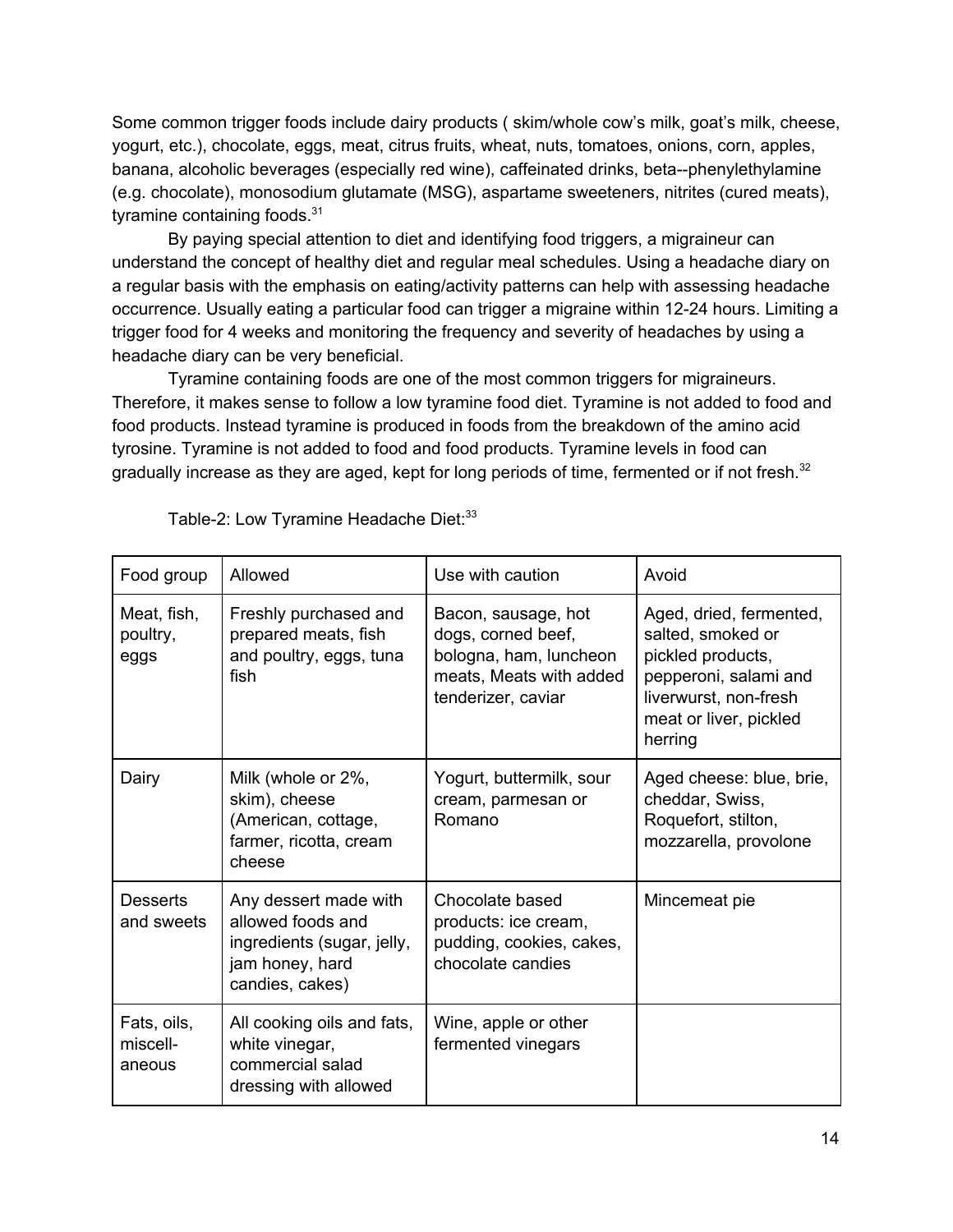Some common trigger foods include dairy products ( skim/whole cow's milk, goat's milk, cheese, yogurt, etc.), chocolate, eggs, meat, citrus fruits, wheat, nuts, tomatoes, onions, corn, apples, banana, alcoholic beverages (especially red wine), caffeinated drinks, beta--phenylethylamine (e.g. chocolate), monosodium glutamate (MSG), aspartame sweeteners, nitrites (cured meats), tyramine containing foods.[31]

By paying special attention to diet and identifying food triggers, a migraineur can understand the concept of healthy diet and regular meal schedules. Using a headache diary on a regular basis with the emphasis on eating/activity patterns can help with assessing headache occurrence. Usually eating a particular food can trigger a migraine within 12-24 hours. Limiting a trigger food for 4 weeks and monitoring the frequency and severity of headaches by using a headache diary can be very beneficial.

Tyramine containing foods are one of the most common triggers for migraineurs. Therefore, it makes sense to follow a low tyramine food diet. Tyramine is not added to food and food products. Instead tyramine is produced in foods from the breakdown of the amino acid tyrosine. Tyramine is not added to food and food products. Tyramine levels in food can gradually increase as they are aged, kept for long periods of time, fermented or if not fresh.[32]

Table-2: Low Tyramine Headache Diet:[33]

| Food group | Allowed | Use with caution | Avoid |
| --- | --- | --- | --- |
| Meat, fish, poultry, eggs | Freshly purchased and prepared meats, fish and poultry, eggs, tuna fish | Bacon, sausage, hot dogs, corned beef, bologna, ham, luncheon meats, Meats with added tenderizer, caviar | Aged, dried, fermented, salted, smoked or pickled products, pepperoni, salami and liverwurst, non-fresh meat or liver, pickled herring |
| Dairy | Milk (whole or 2%, skim), cheese (American, cottage, farmer, ricotta, cream cheese | Yogurt, buttermilk, sour cream, parmesan or Romano | Aged cheese: blue, brie, cheddar, Swiss, Roquefort, stilton, mozzarella, provolone |
| Desserts and sweets | Any dessert made with allowed foods and ingredients (sugar, jelly, jam honey, hard candies, cakes) | Chocolate based products: ice cream, pudding, cookies, cakes, chocolate candies | Mincemeat pie |
| Fats, oils, miscell-aneous | All cooking oils and fats, white vinegar, commercial salad dressing with allowed | Wine, apple or other fermented vinegars | |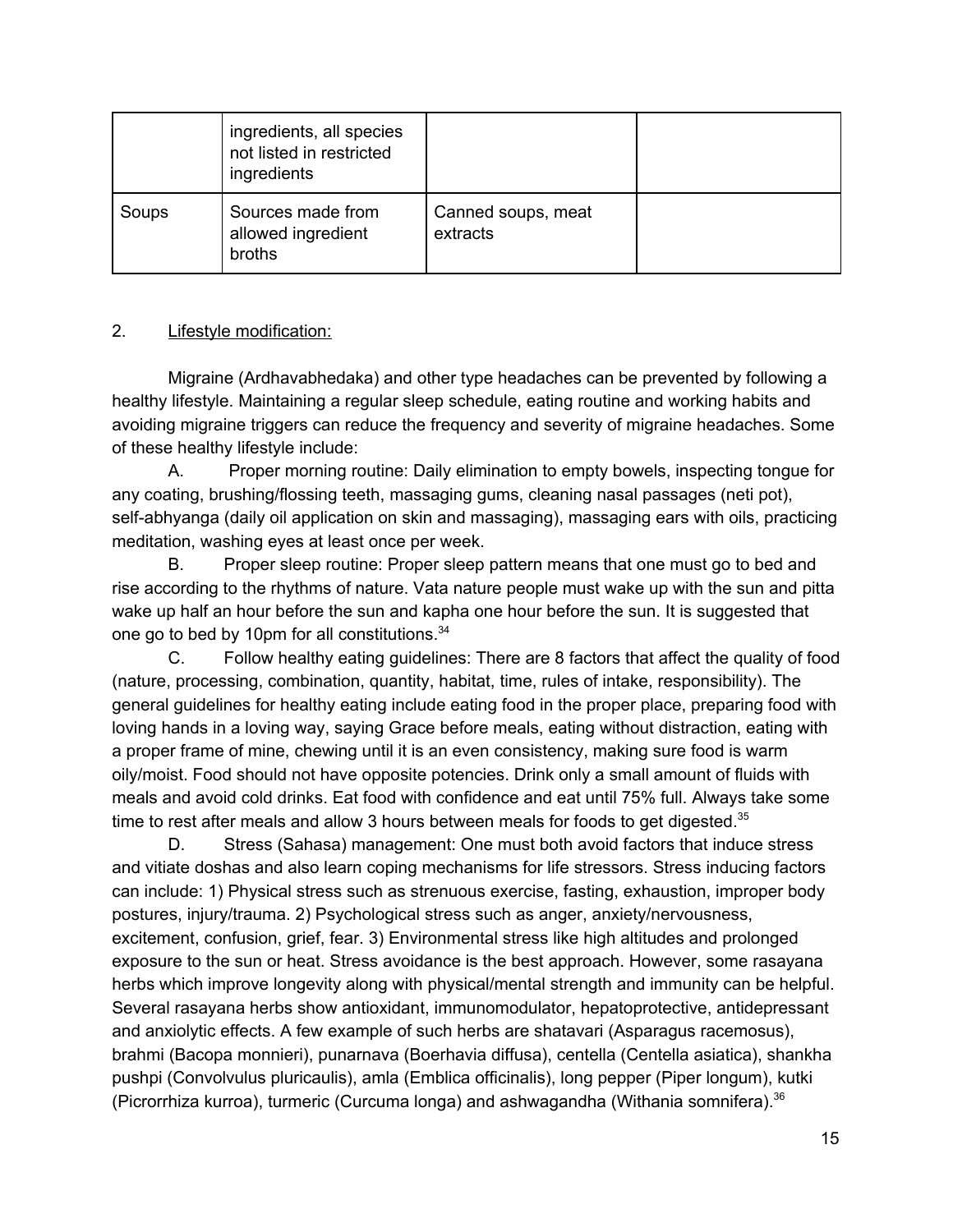| | ingredients, all species not listed in restricted ingredients | | |
|---|---|---|---|
| Soups | Sources made from allowed ingredient broths | Canned soups, meat extracts | |

2. Lifestyle modification:

Migraine (Ardhavabhedaka) and other type headaches can be prevented by following a healthy lifestyle. Maintaining a regular sleep schedule, eating routine and working habits and avoiding migraine triggers can reduce the frequency and severity of migraine headaches. Some of these healthy lifestyle include:

A. Proper morning routine: Daily elimination to empty bowels, inspecting tongue for any coating, brushing/flossing teeth, massaging gums, cleaning nasal passages (neti pot), self-abhyanga (daily oil application on skin and massaging), massaging ears with oils, practicing meditation, washing eyes at least once per week.

B. Proper sleep routine: Proper sleep pattern means that one must go to bed and rise according to the rhythms of nature. Vata nature people must wake up with the sun and pitta wake up half an hour before the sun and kapha one hour before the sun. It is suggested that one go to bed by 10pm for all constitutions.[34]

C. Follow healthy eating guidelines: There are 8 factors that affect the quality of food (nature, processing, combination, quantity, habitat, time, rules of intake, responsibility). The general guidelines for healthy eating include eating food in the proper place, preparing food with loving hands in a loving way, saying Grace before meals, eating without distraction, eating with a proper frame of mine, chewing until it is an even consistency, making sure food is warm oily/moist. Food should not have opposite potencies. Drink only a small amount of fluids with meals and avoid cold drinks. Eat food with confidence and eat until 75% full. Always take some time to rest after meals and allow 3 hours between meals for foods to get digested.[35]

D. Stress (Sahasa) management: One must both avoid factors that induce stress and vitiate doshas and also learn coping mechanisms for life stressors. Stress inducing factors can include: 1) Physical stress such as strenuous exercise, fasting, exhaustion, improper body postures, injury/trauma. 2) Psychological stress such as anger, anxiety/nervousness, excitement, confusion, grief, fear. 3) Environmental stress like high altitudes and prolonged exposure to the sun or heat. Stress avoidance is the best approach. However, some rasayana herbs which improve longevity along with physical/mental strength and immunity can be helpful. Several rasayana herbs show antioxidant, immunomodulator, hepatoprotective, antidepressant and anxiolytic effects. A few example of such herbs are shatavari (Asparagus racemosus), brahmi (Bacopa monnieri), punarnava (Boerhavia diffusa), centella (Centella asiatica), shankha pushpi (Convolvulus pluricaulis), amla (Emblica officinalis), long pepper (Piper longum), kutki (Picrorrhiza kurroa), turmeric (Curcuma longa) and ashwagandha (Withania somnifera).[36]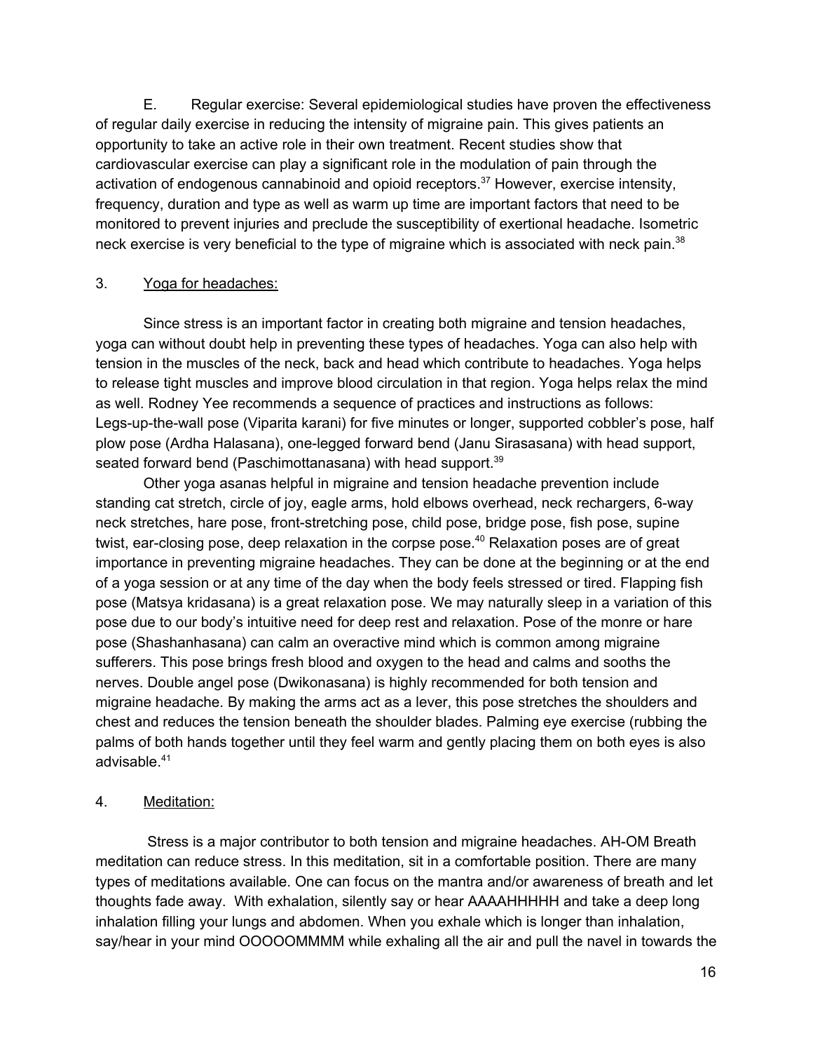E. Regular exercise: Several epidemiological studies have proven the effectiveness of regular daily exercise in reducing the intensity of migraine pain. This gives patients an opportunity to take an active role in their own treatment. Recent studies show that cardiovascular exercise can play a significant role in the modulation of pain through the activation of endogenous cannabinoid and opioid receptors.[37] However, exercise intensity, frequency, duration and type as well as warm up time are important factors that need to be monitored to prevent injuries and preclude the susceptibility of exertional headache. Isometric neck exercise is very beneficial to the type of migraine which is associated with neck pain.[38]

3. <u>Yoga for headaches:</u>

Since stress is an important factor in creating both migraine and tension headaches, yoga can without doubt help in preventing these types of headaches. Yoga can also help with tension in the muscles of the neck, back and head which contribute to headaches. Yoga helps to release tight muscles and improve blood circulation in that region. Yoga helps relax the mind as well. Rodney Yee recommends a sequence of practices and instructions as follows: Legs-up-the-wall pose (Viparita karani) for five minutes or longer, supported cobbler's pose, half plow pose (Ardha Halasana), one-legged forward bend (Janu Sirasasana) with head support, seated forward bend (Paschimottanasana) with head support.[39]

Other yoga asanas helpful in migraine and tension headache prevention include standing cat stretch, circle of joy, eagle arms, hold elbows overhead, neck rechargers, 6-way neck stretches, hare pose, front-stretching pose, child pose, bridge pose, fish pose, supine twist, ear-closing pose, deep relaxation in the corpse pose.[40] Relaxation poses are of great importance in preventing migraine headaches. They can be done at the beginning or at the end of a yoga session or at any time of the day when the body feels stressed or tired. Flapping fish pose (Matsya kridasana) is a great relaxation pose. We may naturally sleep in a variation of this pose due to our body's intuitive need for deep rest and relaxation. Pose of the monre or hare pose (Shashanhasana) can calm an overactive mind which is common among migraine sufferers. This pose brings fresh blood and oxygen to the head and calms and sooths the nerves. Double angel pose (Dwikonasana) is highly recommended for both tension and migraine headache. By making the arms act as a lever, this pose stretches the shoulders and chest and reduces the tension beneath the shoulder blades. Palming eye exercise (rubbing the palms of both hands together until they feel warm and gently placing them on both eyes is also advisable.[41]

4. <u>Meditation:</u>

Stress is a major contributor to both tension and migraine headaches. AH-OM Breath meditation can reduce stress. In this meditation, sit in a comfortable position. There are many types of meditations available. One can focus on the mantra and/or awareness of breath and let thoughts fade away. With exhalation, silently say or hear AAAAHHHHH and take a deep long inhalation filling your lungs and abdomen. When you exhale which is longer than inhalation, say/hear in your mind OOOOOMMMM while exhaling all the air and pull the navel in towards the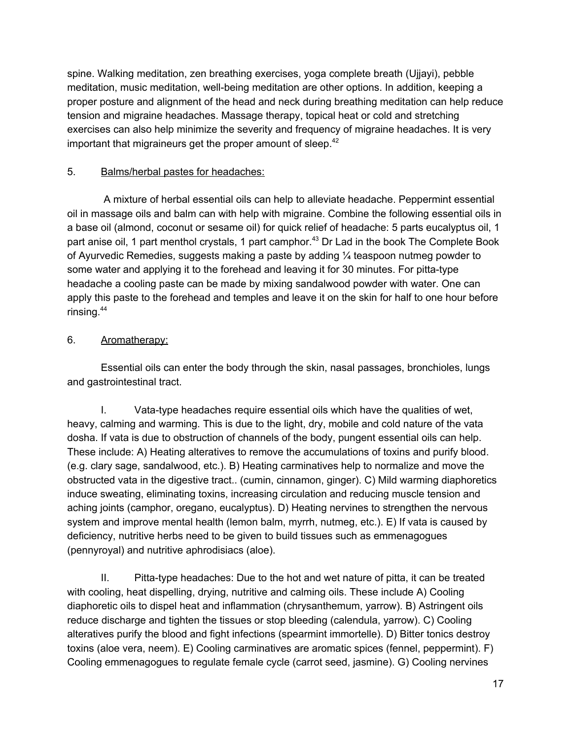spine. Walking meditation, zen breathing exercises, yoga complete breath (Ujjayi), pebble meditation, music meditation, well-being meditation are other options. In addition, keeping a proper posture and alignment of the head and neck during breathing meditation can help reduce tension and migraine headaches. Massage therapy, topical heat or cold and stretching exercises can also help minimize the severity and frequency of migraine headaches. It is very important that migraineurs get the proper amount of sleep.[42]

5. <u>Balms/herbal pastes for headaches:</u>

A mixture of herbal essential oils can help to alleviate headache. Peppermint essential oil in massage oils and balm can with help with migraine. Combine the following essential oils in a base oil (almond, coconut or sesame oil) for quick relief of headache: 5 parts eucalyptus oil, 1 part anise oil, 1 part menthol crystals, 1 part camphor.[43] Dr Lad in the book The Complete Book of Ayurvedic Remedies, suggests making a paste by adding ¼ teaspoon nutmeg powder to some water and applying it to the forehead and leaving it for 30 minutes. For pitta-type headache a cooling paste can be made by mixing sandalwood powder with water. One can apply this paste to the forehead and temples and leave it on the skin for half to one hour before rinsing.[44]

6. <u>Aromatherapy:</u>

Essential oils can enter the body through the skin, nasal passages, bronchioles, lungs and gastrointestinal tract.

I. Vata-type headaches require essential oils which have the qualities of wet, heavy, calming and warming. This is due to the light, dry, mobile and cold nature of the vata dosha. If vata is due to obstruction of channels of the body, pungent essential oils can help. These include: A) Heating alteratives to remove the accumulations of toxins and purify blood. (e.g. clary sage, sandalwood, etc.). B) Heating carminatives help to normalize and move the obstructed vata in the digestive tract.. (cumin, cinnamon, ginger). C) Mild warming diaphoretics induce sweating, eliminating toxins, increasing circulation and reducing muscle tension and aching joints (camphor, oregano, eucalyptus). D) Heating nervines to strengthen the nervous system and improve mental health (lemon balm, myrrh, nutmeg, etc.). E) If vata is caused by deficiency, nutritive herbs need to be given to build tissues such as emmenagogues (pennyroyal) and nutritive aphrodisiacs (aloe).

II. Pitta-type headaches: Due to the hot and wet nature of pitta, it can be treated with cooling, heat dispelling, drying, nutritive and calming oils. These include A) Cooling diaphoretic oils to dispel heat and inflammation (chrysanthemum, yarrow). B) Astringent oils reduce discharge and tighten the tissues or stop bleeding (calendula, yarrow). C) Cooling alteratives purify the blood and fight infections (spearmint immortelle). D) Bitter tonics destroy toxins (aloe vera, neem). E) Cooling carminatives are aromatic spices (fennel, peppermint). F) Cooling emmenagogues to regulate female cycle (carrot seed, jasmine). G) Cooling nervines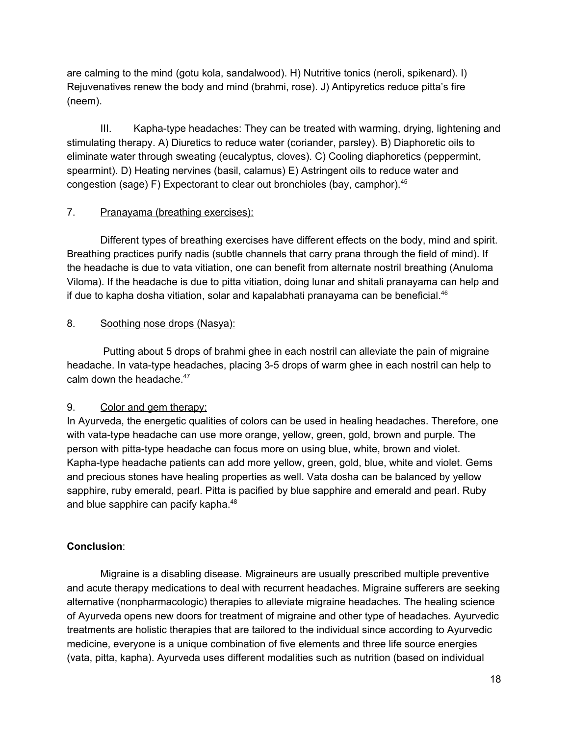are calming to the mind (gotu kola, sandalwood). H) Nutritive tonics (neroli, spikenard). I) Rejuvenatives renew the body and mind (brahmi, rose). J) Antipyretics reduce pitta's fire (neem).

III. Kapha-type headaches: They can be treated with warming, drying, lightening and stimulating therapy. A) Diuretics to reduce water (coriander, parsley). B) Diaphoretic oils to eliminate water through sweating (eucalyptus, cloves). C) Cooling diaphoretics (peppermint, spearmint). D) Heating nervines (basil, calamus) E) Astringent oils to reduce water and congestion (sage) F) Expectorant to clear out bronchioles (bay, camphor).[45]

7. <u>Pranayama (breathing exercises):</u>

Different types of breathing exercises have different effects on the body, mind and spirit. Breathing practices purify nadis (subtle channels that carry prana through the field of mind). If the headache is due to vata vitiation, one can benefit from alternate nostril breathing (Anuloma Viloma). If the headache is due to pitta vitiation, doing lunar and shitali pranayama can help and if due to kapha dosha vitiation, solar and kapalabhati pranayama can be beneficial.[46]

8. <u>Soothing nose drops (Nasya):</u>

Putting about 5 drops of brahmi ghee in each nostril can alleviate the pain of migraine headache. In vata-type headaches, placing 3-5 drops of warm ghee in each nostril can help to calm down the headache.[47]

9. <u>Color and gem therapy:</u>

In Ayurveda, the energetic qualities of colors can be used in healing headaches. Therefore, one with vata-type headache can use more orange, yellow, green, gold, brown and purple. The person with pitta-type headache can focus more on using blue, white, brown and violet. Kapha-type headache patients can add more yellow, green, gold, blue, white and violet. Gems and precious stones have healing properties as well. Vata dosha can be balanced by yellow sapphire, ruby emerald, pearl. Pitta is pacified by blue sapphire and emerald and pearl. Ruby and blue sapphire can pacify kapha.[48]

**<u>Conclusion</u>**:

Migraine is a disabling disease. Migraineurs are usually prescribed multiple preventive and acute therapy medications to deal with recurrent headaches. Migraine sufferers are seeking alternative (nonpharmacologic) therapies to alleviate migraine headaches. The healing science of Ayurveda opens new doors for treatment of migraine and other type of headaches. Ayurvedic treatments are holistic therapies that are tailored to the individual since according to Ayurvedic medicine, everyone is a unique combination of five elements and three life source energies (vata, pitta, kapha). Ayurveda uses different modalities such as nutrition (based on individual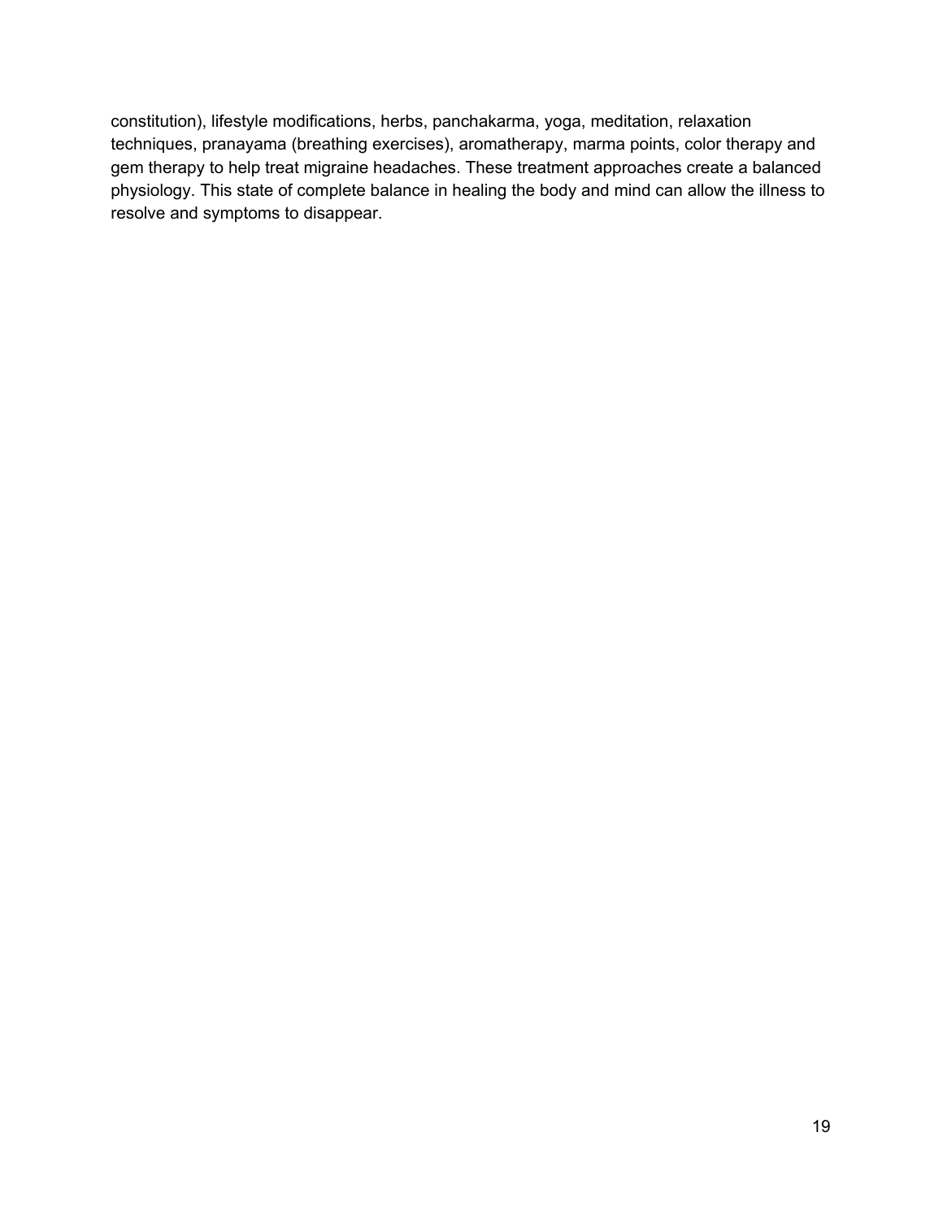constitution), lifestyle modifications, herbs, panchakarma, yoga, meditation, relaxation techniques, pranayama (breathing exercises), aromatherapy, marma points, color therapy and gem therapy to help treat migraine headaches. These treatment approaches create a balanced physiology. This state of complete balance in healing the body and mind can allow the illness to resolve and symptoms to disappear.